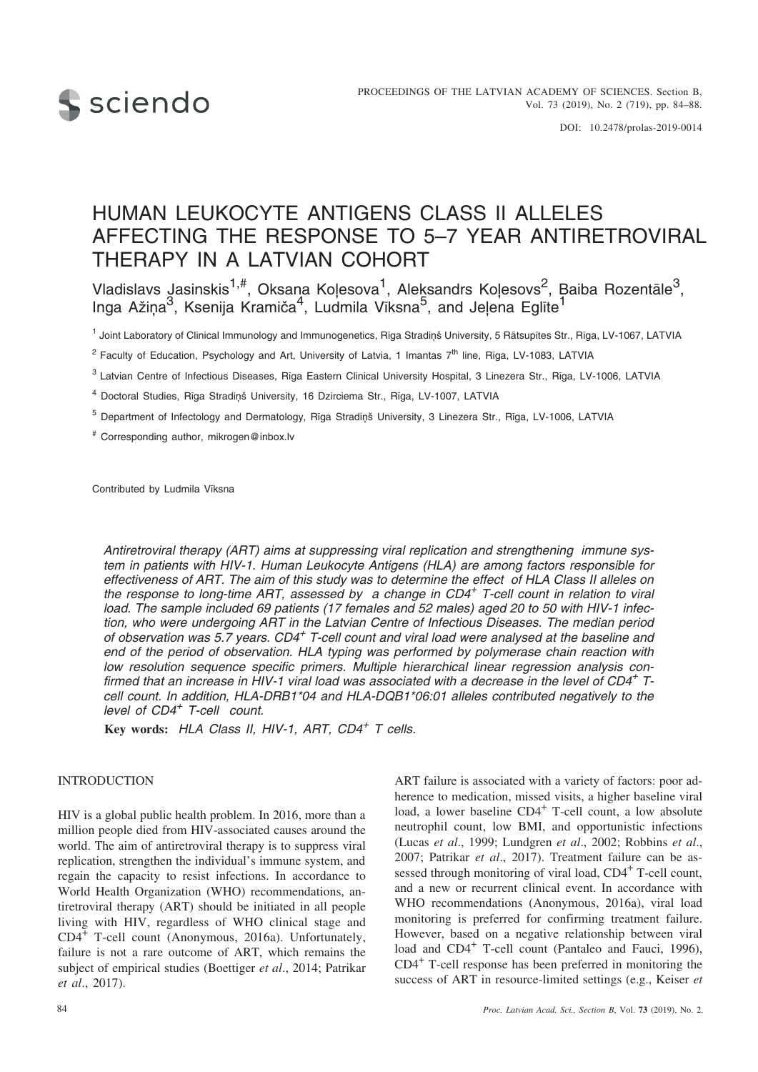# HUMAN LEUKOCYTE ANTIGENS CLASS II ALLELES AFFECTING THE RESPONSE TO 5–7 YEAR ANTIRETROVIRAL THERAPY IN A LATVIAN COHORT

Vladislavs Jasinskis[1,#], Oksana Koļesova[1], Aleksandrs Koļesovs[2], Baiba Rozentāle[3], Inga Ažiņa[3], Ksenija Kramiča[4], Ludmila Vīksna[5], and Jeļena Eglīte[1]

[1] Joint Laboratory of Clinical Immunology and Immunogenetics, Rīga Stradiņš University, 5 Rātsupītes Str., Rīga, LV-1067, LATVIA

[2] Faculty of Education, Psychology and Art, University of Latvia, 1 Imantas 7[th] line, Rīga, LV-1083, LATVIA

[3] Latvian Centre of Infectious Diseases, Rīga Eastern Clinical University Hospital, 3 Linezera Str., Rīga, LV-1006, LATVIA

[4] Doctoral Studies, Rīga Stradiņš University, 16 Dzirciema Str., Rīga, LV-1007, LATVIA

[5] Department of Infectology and Dermatology, Rīga Stradiņš University, 3 Linezera Str., Rīga, LV-1006, LATVIA

[#] Corresponding author, mikrogen@inbox.lv

Contributed by Ludmila Vīksna

*Antiretroviral therapy (ART) aims at suppressing viral replication and strengthening immune system in patients with HIV-1. Human Leukocyte Antigens (HLA) are among factors responsible for effectiveness of ART. The aim of this study was to determine the effect of HLA Class II alleles on the response to long-time ART, assessed by a change in $CD4^+$ T-cell count in relation to viral load. The sample included 69 patients (17 females and 52 males) aged 20 to 50 with HIV-1 infection, who were undergoing ART in the Latvian Centre of Infectious Diseases. The median period of observation was 5.7 years. $CD4^+$ T-cell count and viral load were analysed at the baseline and end of the period of observation. HLA typing was performed by polymerase chain reaction with low resolution sequence specific primers. Multiple hierarchical linear regression analysis confirmed that an increase in HIV-1 viral load was associated with a decrease in the level of $CD4^+$ T-cell count. In addition, HLA-DRB1*04 and HLA-DQB1*06:01 alleles contributed negatively to the level of $CD4^+$ T-cell count.*

**Key words:** *HLA Class II, HIV-1, ART, $CD4^+$ T cells.*

## INTRODUCTION

HIV is a global public health problem. In 2016, more than a million people died from HIV-associated causes around the world. The aim of antiretroviral therapy is to suppress viral replication, strengthen the individual's immune system, and regain the capacity to resist infections. In accordance to World Health Organization (WHO) recommendations, antiretroviral therapy (ART) should be initiated in all people living with HIV, regardless of WHO clinical stage and $CD4^+$ T-cell count (Anonymous, 2016a). Unfortunately, failure is not a rare outcome of ART, which remains the subject of empirical studies (Boettiger *et al*., 2014; Patrikar *et al*., 2017).

ART failure is associated with a variety of factors: poor adherence to medication, missed visits, a higher baseline viral load, a lower baseline $CD4^+$ T-cell count, a low absolute neutrophil count, low BMI, and opportunistic infections (Lucas *et al*., 1999; Lundgren *et al*., 2002; Robbins *et al*., 2007; Patrikar *et al*., 2017). Treatment failure can be assessed through monitoring of viral load, $CD4^+$ T-cell count, and a new or recurrent clinical event. In accordance with WHO recommendations (Anonymous, 2016a), viral load monitoring is preferred for confirming treatment failure. However, based on a negative relationship between viral load and $CD4^+$ T-cell count (Pantaleo and Fauci, 1996), $CD4^+$ T-cell response has been preferred in monitoring the success of ART in resource-limited settings (e.g., Keiser *et*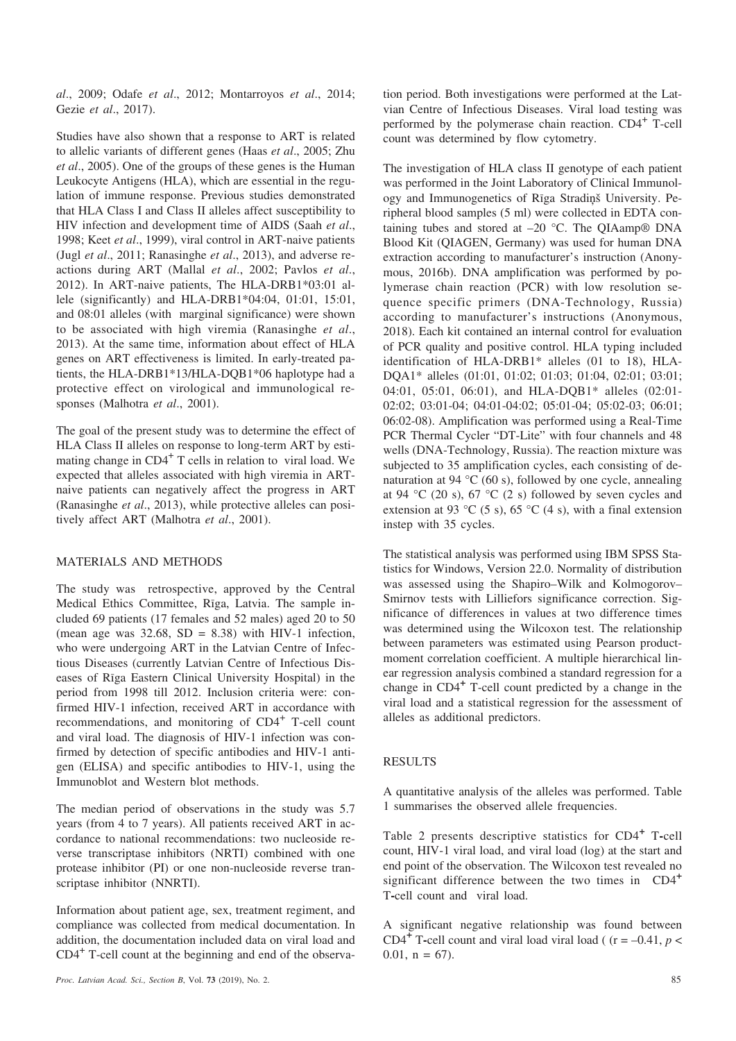*al*., 2009; Odafe *et al*., 2012; Montarroyos *et al*., 2014; Gezie *et al*., 2017).

Studies have also shown that a response to ART is related to allelic variants of different genes (Haas *et al*., 2005; Zhu *et al*., 2005). One of the groups of these genes is the Human Leukocyte Antigens (HLA), which are essential in the regulation of immune response. Previous studies demonstrated that HLA Class I and Class II alleles affect susceptibility to HIV infection and development time of AIDS (Saah *et al*., 1998; Keet *et al*., 1999), viral control in ART-naive patients (Jugl *et al*., 2011; Ranasinghe *et al*., 2013), and adverse reactions during ART (Mallal *et al*., 2002; Pavlos *et al*., 2012). In ART-naive patients, The HLA-DRB1*03:01 allele (significantly) and HLA-DRB1*04:04, 01:01, 15:01, and 08:01 alleles (with marginal significance) were shown to be associated with high viremia (Ranasinghe *et al*., 2013). At the same time, information about effect of HLA genes on ART effectiveness is limited. In early-treated patients, the HLA-DRB1*13/HLA-DQB1*06 haplotype had a protective effect on virological and immunological responses (Malhotra *et al*., 2001).

The goal of the present study was to determine the effect of HLA Class II alleles on response to long-term ART by estimating change in $CD4^+$ T cells in relation to viral load. We expected that alleles associated with high viremia in ART-naive patients can negatively affect the progress in ART (Ranasinghe *et al*., 2013), while protective alleles can positively affect ART (Malhotra *et al*., 2001).

## MATERIALS AND METHODS

The study was retrospective, approved by the Central Medical Ethics Committee, Rīga, Latvia. The sample included 69 patients (17 females and 52 males) aged 20 to 50 (mean age was 32.68, SD = 8.38) with HIV-1 infection, who were undergoing ART in the Latvian Centre of Infectious Diseases (currently Latvian Centre of Infectious Diseases of Rīga Eastern Clinical University Hospital) in the period from 1998 till 2012. Inclusion criteria were: confirmed HIV-1 infection, received ART in accordance with recommendations, and monitoring of $CD4^+$ T-cell count and viral load. The diagnosis of HIV-1 infection was confirmed by detection of specific antibodies and HIV-1 antigen (ELISA) and specific antibodies to HIV-1, using the Immunoblot and Western blot methods.

The median period of observations in the study was 5.7 years (from 4 to 7 years). All patients received ART in accordance to national recommendations: two nucleoside reverse transcriptase inhibitors (NRTI) combined with one protease inhibitor (PI) or one non-nucleoside reverse transcriptase inhibitor (NNRTI).

Information about patient age, sex, treatment regiment, and compliance was collected from medical documentation. In addition, the documentation included data on viral load and $CD4^+$ T-cell count at the beginning and end of the observation period. Both investigations were performed at the Latvian Centre of Infectious Diseases. Viral load testing was performed by the polymerase chain reaction. $CD4^+$ T-cell count was determined by flow cytometry.

The investigation of HLA class II genotype of each patient was performed in the Joint Laboratory of Clinical Immunology and Immunogenetics of Rīga Stradiņš University. Peripheral blood samples (5 ml) were collected in EDTA containing tubes and stored at –20 °C. The QIAamp® DNA Blood Kit (QIAGEN, Germany) was used for human DNA extraction according to manufacturer's instruction (Anonymous, 2016b). DNA amplification was performed by polymerase chain reaction (PCR) with low resolution sequence specific primers (DNA-Technology, Russia) according to manufacturer's instructions (Anonymous, 2018). Each kit contained an internal control for evaluation of PCR quality and positive control. HLA typing included identification of HLA-DRB1* alleles (01 to 18), HLA-DQA1* alleles (01:01, 01:02; 01:03; 01:04, 02:01; 03:01; 04:01, 05:01, 06:01), and HLA-DQB1* alleles (02:01-02:02; 03:01-04; 04:01-04:02; 05:01-04; 05:02-03; 06:01; 06:02-08). Amplification was performed using a Real-Time PCR Thermal Cycler "DT-Lite" with four channels and 48 wells (DNA-Technology, Russia). The reaction mixture was subjected to 35 amplification cycles, each consisting of denaturation at 94 °C (60 s), followed by one cycle, annealing at 94 °C (20 s), 67 °C (2 s) followed by seven cycles and extension at 93 °C (5 s), 65 °C (4 s), with a final extension instep with 35 cycles.

The statistical analysis was performed using IBM SPSS Statistics for Windows, Version 22.0. Normality of distribution was assessed using the Shapiro–Wilk and Kolmogorov–Smirnov tests with Lilliefors significance correction. Significance of differences in values at two difference times was determined using the Wilcoxon test. The relationship between parameters was estimated using Pearson product-moment correlation coefficient. A multiple hierarchical linear regression analysis combined a standard regression for a change in $CD4^+$ T-cell count predicted by a change in the viral load and a statistical regression for the assessment of alleles as additional predictors.

## RESULTS

A quantitative analysis of the alleles was performed. Table 1 summarises the observed allele frequencies.

Table 2 presents descriptive statistics for $CD4^+$ T-cell count, HIV-1 viral load, and viral load (log) at the start and end point of the observation. The Wilcoxon test revealed no significant difference between the two times in $CD4^+$ T-cell count and viral load.

A significant negative relationship was found between $CD4^+$ T-cell count and viral load viral load ( ($r = -0.41$, $p < 0.01$, $n = 67$).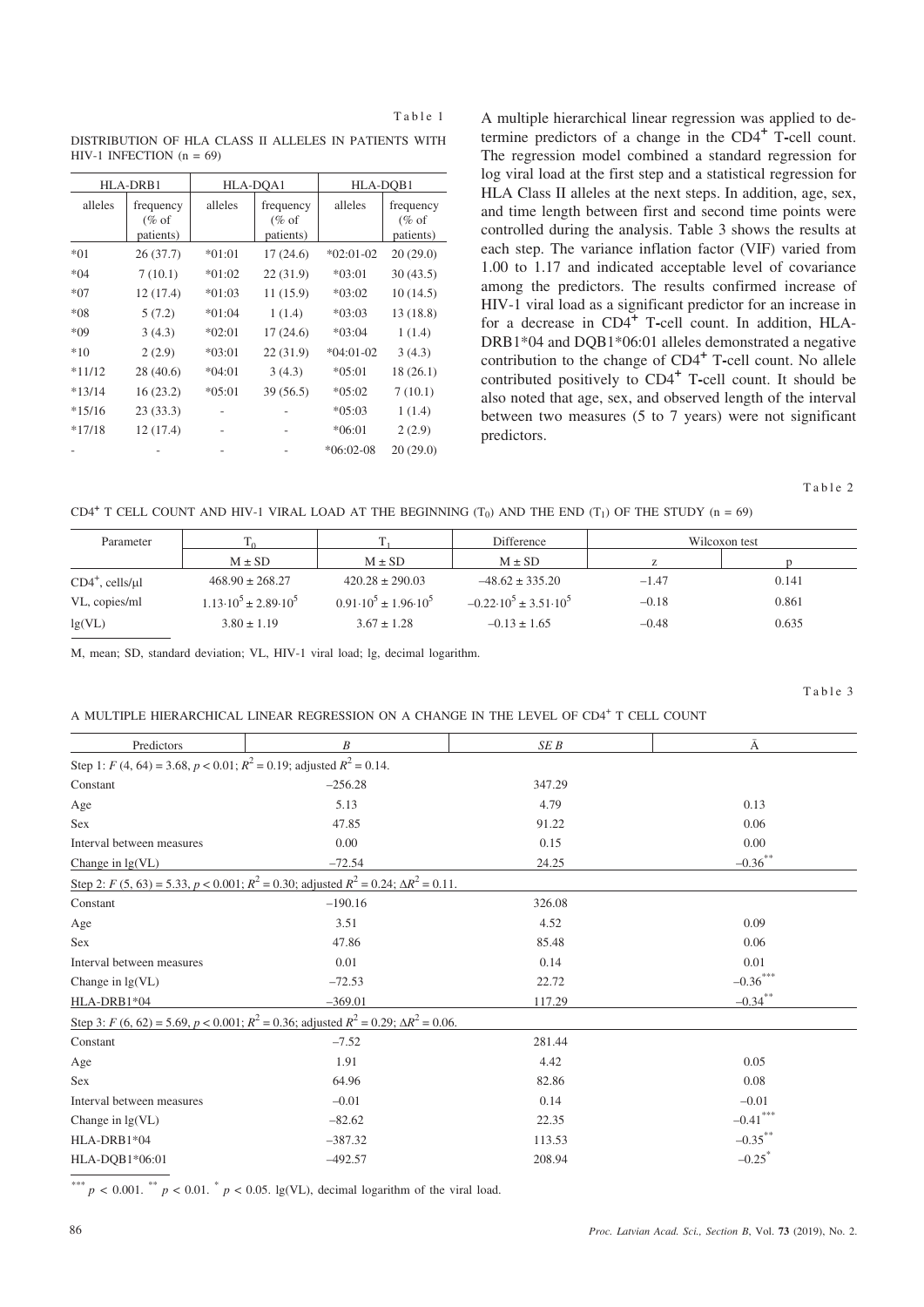Table 1

DISTRIBUTION OF HLA CLASS II ALLELES IN PATIENTS WITH HIV-1 INFECTION (n = 69)

| HLA-DRB1 | | HLA-DQA1 | | HLA-DQB1 | |
|---|---|---|---|---|---|
| alleles | frequency (% of patients) | alleles | frequency (% of patients) | alleles | frequency (% of patients) |
| *01 | 26 (37.7) | *01:01 | 17 (24.6) | *02:01-02 | 20 (29.0) |
| *04 | 7 (10.1) | *01:02 | 22 (31.9) | *03:01 | 30 (43.5) |
| *07 | 12 (17.4) | *01:03 | 11 (15.9) | *03:02 | 10 (14.5) |
| *08 | 5 (7.2) | *01:04 | 1 (1.4) | *03:03 | 13 (18.8) |
| *09 | 3 (4.3) | *02:01 | 17 (24.6) | *03:04 | 1 (1.4) |
| *10 | 2 (2.9) | *03:01 | 22 (31.9) | *04:01-02 | 3 (4.3) |
| *11/12 | 28 (40.6) | *04:01 | 3 (4.3) | *05:01 | 18 (26.1) |
| *13/14 | 16 (23.2) | *05:01 | 39 (56.5) | *05:02 | 7 (10.1) |
| *15/16 | 23 (33.3) | - | - | *05:03 | 1 (1.4) |
| *17/18 | 12 (17.4) | - | - | *06:01 | 2 (2.9) |
| - | - | - | - | *06:02-08 | 20 (29.0) |

A multiple hierarchical linear regression was applied to determine predictors of a change in the $CD4^+$ T-cell count. The regression model combined a standard regression for log viral load at the first step and a statistical regression for HLA Class II alleles at the next steps. In addition, age, sex, and time length between first and second time points were controlled during the analysis. Table 3 shows the results at each step. The variance inflation factor (VIF) varied from 1.00 to 1.17 and indicated acceptable level of covariance among the predictors. The results confirmed increase of HIV-1 viral load as a significant predictor for an increase in for a decrease in $CD4^+$ T-cell count. In addition, HLA-DRB1*04 and DQB1*06:01 alleles demonstrated a negative contribution to the change of $CD4^+$ T-cell count. No allele contributed positively to $CD4^+$ T-cell count. It should be also noted that age, sex, and observed length of the interval between two measures (5 to 7 years) were not significant predictors.

Table 2

$CD4^+$ T CELL COUNT AND HIV-1 VIRAL LOAD AT THE BEGINNING ($T_0$) AND THE END ($T_1$) OF THE STUDY (n = 69)

| Parameter | $T_0$ | $T_1$ | Difference | Wilcoxon test | |
|---|---|---|---|---|---|
| | M ± SD | M ± SD | M ± SD | z | p |
| $CD4^+$, cells/µl | 468.90 ± 268.27 | 420.28 ± 290.03 | –48.62 ± 335.20 | –1.47 | 0.141 |
| VL, copies/ml | $1.13 \cdot 10^5 \pm 2.89 \cdot 10^5$ | $0.91 \cdot 10^5 \pm 1.96 \cdot 10^5$ | $-0.22 \cdot 10^5 \pm 3.51 \cdot 10^5$ | –0.18 | 0.861 |
| lg(VL) | 3.80 ± 1.19 | 3.67 ± 1.28 | –0.13 ± 1.65 | –0.48 | 0.635 |

M, mean; SD, standard deviation; VL, HIV-1 viral load; lg, decimal logarithm.

Table 3

A MULTIPLE HIERARCHICAL LINEAR REGRESSION ON A CHANGE IN THE LEVEL OF $CD4^+$ T CELL COUNT

| Predictors | *B* | *SE B* | β |
|---|---|---|---|
| Step 1: $F(4, 64) = 3.68$, $p < 0.01$; $R^2 = 0.19$; adjusted $R^2 = 0.14$. | | | |
| Constant | –256.28 | 347.29 | |
| Age | 5.13 | 4.79 | 0.13 |
| Sex | 47.85 | 91.22 | 0.06 |
| Interval between measures | 0.00 | 0.15 | 0.00 |
| Change in lg(VL) | –72.54 | 24.25 | $-0.36^{**}$ |
| Step 2: $F(5, 63) = 5.33$, $p < 0.001$; $R^2 = 0.30$; adjusted $R^2 = 0.24$; $\Delta R^2 = 0.11$. | | | |
| Constant | –190.16 | 326.08 | |
| Age | 3.51 | 4.52 | 0.09 |
| Sex | 47.86 | 85.48 | 0.06 |
| Interval between measures | 0.01 | 0.14 | 0.01 |
| Change in lg(VL) | –72.53 | 22.72 | $-0.36^{***}$ |
| HLA-DRB1*04 | –369.01 | 117.29 | $-0.34^{**}$ |
| Step 3: $F(6, 62) = 5.69$, $p < 0.001$; $R^2 = 0.36$; adjusted $R^2 = 0.29$; $\Delta R^2 = 0.06$. | | | |
| Constant | –7.52 | 281.44 | |
| Age | 1.91 | 4.42 | 0.05 |
| Sex | 64.96 | 82.86 | 0.08 |
| Interval between measures | –0.01 | 0.14 | –0.01 |
| Change in lg(VL) | –82.62 | 22.35 | $-0.41^{***}$ |
| HLA-DRB1*04 | –387.32 | 113.53 | $-0.35^{**}$ |
| HLA-DQB1*06:01 | –492.57 | 208.94 | $-0.25^{*}$ |

$^{***}$ $p < 0.001$. $^{**}$ $p < 0.01$. $^{*}$ $p < 0.05$. lg(VL), decimal logarithm of the viral load.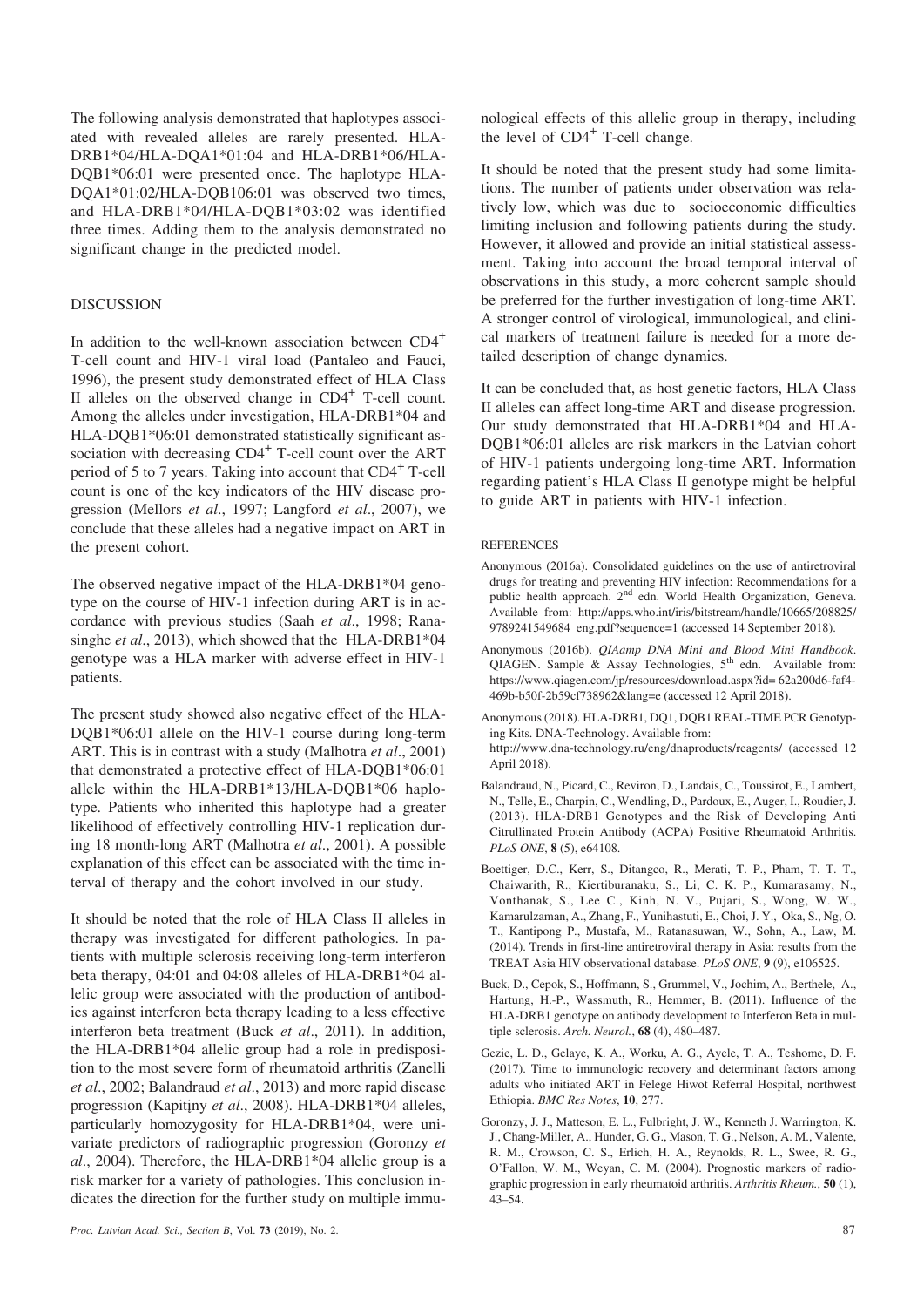The following analysis demonstrated that haplotypes associated with revealed alleles are rarely presented. HLA-DRB1*04/HLA-DQA1*01:04 and HLA-DRB1*06/HLA-DQB1*06:01 were presented once. The haplotype HLA-DQA1*01:02/HLA-DQB106:01 was observed two times, and HLA-DRB1*04/HLA-DQB1*03:02 was identified three times. Adding them to the analysis demonstrated no significant change in the predicted model.

## DISCUSSION

In addition to the well-known association between $CD4^+$ T-cell count and HIV-1 viral load (Pantaleo and Fauci, 1996), the present study demonstrated effect of HLA Class II alleles on the observed change in $CD4^+$ T-cell count. Among the alleles under investigation, HLA-DRB1*04 and HLA-DQB1*06:01 demonstrated statistically significant association with decreasing $CD4^+$ T-cell count over the ART period of 5 to 7 years. Taking into account that $CD4^+$ T-cell count is one of the key indicators of the HIV disease progression (Mellors *et al*., 1997; Langford *et al*., 2007), we conclude that these alleles had a negative impact on ART in the present cohort.

The observed negative impact of the HLA-DRB1*04 genotype on the course of HIV-1 infection during ART is in accordance with previous studies (Saah *et al*., 1998; Ranasinghe *et al*., 2013), which showed that the HLA-DRB1*04 genotype was a HLA marker with adverse effect in HIV-1 patients.

The present study showed also negative effect of the HLA-DQB1*06:01 allele on the HIV-1 course during long-term ART. This is in contrast with a study (Malhotra *et al*., 2001) that demonstrated a protective effect of HLA-DQB1*06:01 allele within the HLA-DRB1*13/HLA-DQB1*06 haplotype. Patients who inherited this haplotype had a greater likelihood of effectively controlling HIV-1 replication during 18 month-long ART (Malhotra *et al*., 2001). A possible explanation of this effect can be associated with the time interval of therapy and the cohort involved in our study.

It should be noted that the role of HLA Class II alleles in therapy was investigated for different pathologies. In patients with multiple sclerosis receiving long-term interferon beta therapy, 04:01 and 04:08 alleles of HLA-DRB1*04 allelic group were associated with the production of antibodies against interferon beta therapy leading to a less effective interferon beta treatment (Buck *et al*., 2011). In addition, the HLA-DRB1*04 allelic group had a role in predisposition to the most severe form of rheumatoid arthritis (Zanelli *et al*., 2002; Balandraud *et al*., 2013) and more rapid disease progression (Kapitiņy *et al*., 2008). HLA-DRB1*04 alleles, particularly homozygosity for HLA-DRB1*04, were univariate predictors of radiographic progression (Goronzy *et al*., 2004). Therefore, the HLA-DRB1*04 allelic group is a risk marker for a variety of pathologies. This conclusion indicates the direction for the further study on multiple immunological effects of this allelic group in therapy, including the level of $CD4^+$ T-cell change.

It should be noted that the present study had some limitations. The number of patients under observation was relatively low, which was due to socioeconomic difficulties limiting inclusion and following patients during the study. However, it allowed and provide an initial statistical assessment. Taking into account the broad temporal interval of observations in this study, a more coherent sample should be preferred for the further investigation of long-time ART. A stronger control of virological, immunological, and clinical markers of treatment failure is needed for a more detailed description of change dynamics.

It can be concluded that, as host genetic factors, HLA Class II alleles can affect long-time ART and disease progression. Our study demonstrated that HLA-DRB1*04 and HLA-DQB1*06:01 alleles are risk markers in the Latvian cohort of HIV-1 patients undergoing long-time ART. Information regarding patient's HLA Class II genotype might be helpful to guide ART in patients with HIV-1 infection.

## REFERENCES

Anonymous (2016a). Consolidated guidelines on the use of antiretroviral drugs for treating and preventing HIV infection: Recommendations for a public health approach. 2nd edn. World Health Organization, Geneva. Available from: http://apps.who.int/iris/bitstream/handle/10665/208825/9789241549684_eng.pdf?sequence=1 (accessed 14 September 2018).

Anonymous (2016b). *QIAamp DNA Mini and Blood Mini Handbook*. QIAGEN. Sample & Assay Technologies, 5th edn. Available from: https://www.qiagen.com/jp/resources/download.aspx?id= 62a200d6-faf4-469b-b50f-2b59cf738962&lang=e (accessed 12 April 2018).

Anonymous (2018). HLA-DRB1, DQ1, DQB1 REAL-TIME PCR Genotyping Kits. DNA-Technology. Available from: http://www.dna-technology.ru/eng/dnaproducts/reagents/ (accessed 12 April 2018).

Balandraud, N., Picard, C., Reviron, D., Landais, C., Toussirot, E., Lambert, N., Telle, E., Charpin, C., Wendling, D., Pardoux, E., Auger, I., Roudier, J. (2013). HLA-DRB1 Genotypes and the Risk of Developing Anti Citrullinated Protein Antibody (ACPA) Positive Rheumatoid Arthritis. *PLoS ONE*, **8** (5), e64108.

Boettiger, D.C., Kerr, S., Ditangco, R., Merati, T. P., Pham, T. T. T., Chaiwarith, R., Kiertiburanaku, S., Li, C. K. P., Kumarasamy, N., Vonthanak, S., Lee C., Kinh, N. V., Pujari, S., Wong, W. W., Kamarulzaman, A., Zhang, F., Yunihastuti, E., Choi, J. Y., Oka, S., Ng, O. T., Kantipong P., Mustafa, M., Ratanasuwan, W., Sohn, A., Law, M. (2014). Trends in first-line antiretroviral therapy in Asia: results from the TREAT Asia HIV observational database. *PLoS ONE*, **9** (9), e106525.

Buck, D., Cepok, S., Hoffmann, S., Grummel, V., Jochim, A., Berthele, A., Hartung, H.-P., Wassmuth, R., Hemmer, B. (2011). Influence of the HLA-DRB1 genotype on antibody development to Interferon Beta in multiple sclerosis. *Arch. Neurol.*, **68** (4), 480–487.

Gezie, L. D., Gelaye, K. A., Worku, A. G., Ayele, T. A., Teshome, D. F. (2017). Time to immunologic recovery and determinant factors among adults who initiated ART in Felege Hiwot Referral Hospital, northwest Ethiopia. *BMC Res Notes*, **10**, 277.

Goronzy, J. J., Matteson, E. L., Fulbright, J. W., Kenneth J. Warrington, K. J., Chang-Miller, A., Hunder, G. G., Mason, T. G., Nelson, A. M., Valente, R. M., Crowson, C. S., Erlich, H. A., Reynolds, R. L., Swee, R. G., O'Fallon, W. M., Weyan, C. M. (2004). Prognostic markers of radiographic progression in early rheumatoid arthritis. *Arthritis Rheum.*, **50** (1), 43–54.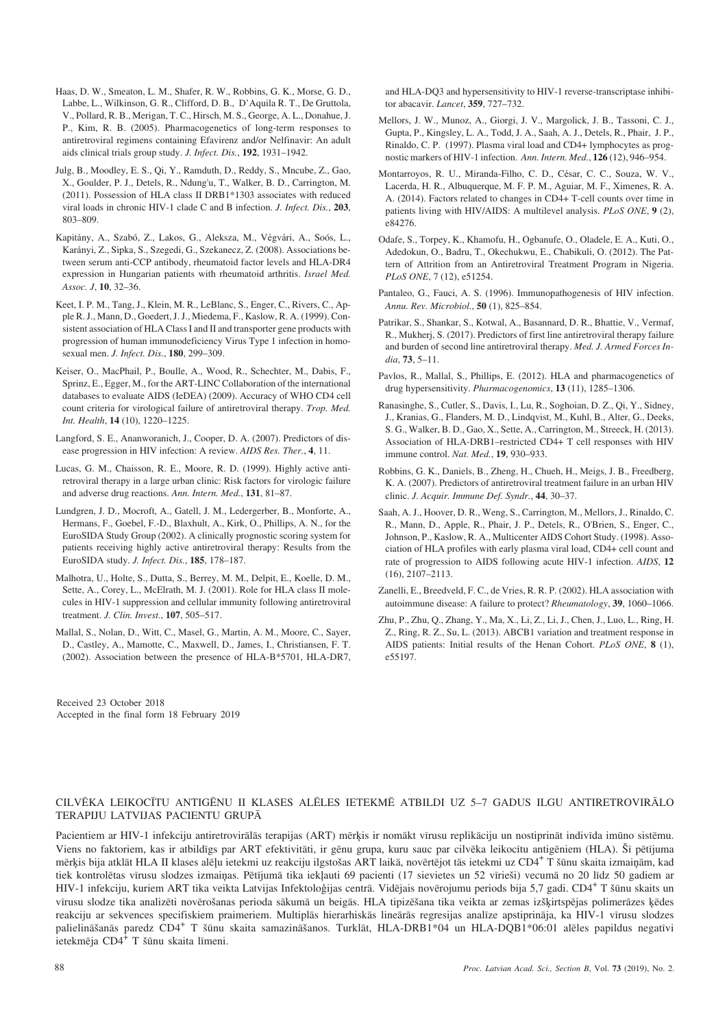Haas, D. W., Smeaton, L. M., Shafer, R. W., Robbins, G. K., Morse, G. D., Labbe, L., Wilkinson, G. R., Clifford, D. B., D'Aquila R. T., De Gruttola, V., Pollard, R. B., Merigan, T. C., Hirsch, M. S., George, A. L., Donahue, J. P., Kim, R. B. (2005). Pharmacogenetics of long-term responses to antiretroviral regimens containing Efavirenz and/or Nelfinavir: An adult aids clinical trials group study. *J. Infect. Dis.*, **192**, 1931–1942.

Julg, B., Moodley, E. S., Qi, Y., Ramduth, D., Reddy, S., Mncube, Z., Gao, X., Goulder, P. J., Detels, R., Ndung'u, T., Walker, B. D., Carrington, M. (2011). Possession of HLA class II DRB1*1303 associates with reduced viral loads in chronic HIV-1 clade C and B infection. *J. Infect. Dis.*, **203**, 803–809.

Kapitány, A., Szabó, Z., Lakos, G., Aleksza, M., Végvári, A., Soós, L., Karányi, Z., Sipka, S., Szegedi, G., Szekanecz, Z. (2008). Associations between serum anti-CCP antibody, rheumatoid factor levels and HLA-DR4 expression in Hungarian patients with rheumatoid arthritis. *Israel Med. Assoc. J*, **10**, 32–36.

Keet, I. P. M., Tang, J., Klein, M. R., LeBlanc, S., Enger, C., Rivers, C., Apple R. J., Mann, D., Goedert, J. J., Miedema, F., Kaslow, R. A. (1999). Consistent association of HLA Class I and II and transporter gene products with progression of human immunodeficiency Virus Type 1 infection in homosexual men. *J. Infect. Dis.*, **180**, 299–309.

Keiser, O., MacPhail, P., Boulle, A., Wood, R., Schechter, M., Dabis, F., Sprinz, E., Egger, M., for the ART-LINC Collaboration of the international databases to evaluate AIDS (IeDEA) (2009). Accuracy of WHO CD4 cell count criteria for virological failure of antiretroviral therapy. *Trop. Med. Int. Health*, **14** (10), 1220–1225.

Langford, S. E., Ananworanich, J., Cooper, D. A. (2007). Predictors of disease progression in HIV infection: A review. *AIDS Res. Ther.*, **4**, 11.

Lucas, G. M., Chaisson, R. E., Moore, R. D. (1999). Highly active antiretroviral therapy in a large urban clinic: Risk factors for virologic failure and adverse drug reactions. *Ann. Intern. Med.*, **131**, 81–87.

Lundgren, J. D., Mocroft, A., Gatell, J. M., Ledergerber, B., Monforte, A., Hermans, F., Goebel, F.-D., Blaxhult, A., Kirk, O., Phillips, A. N., for the EuroSIDA Study Group (2002). A clinically prognostic scoring system for patients receiving highly active antiretroviral therapy: Results from the EuroSIDA study. *J. Infect. Dis.*, **185**, 178–187.

Malhotra, U., Holte, S., Dutta, S., Berrey, M. M., Delpit, E., Koelle, D. M., Sette, A., Corey, L., McElrath, M. J. (2001). Role for HLA class II molecules in HIV-1 suppression and cellular immunity following antiretroviral treatment. *J. Clin. Invest.*, **107**, 505–517.

Mallal, S., Nolan, D., Witt, C., Masel, G., Martin, A. M., Moore, C., Sayer, D., Castley, A., Mamotte, C., Maxwell, D., James, I., Christiansen, F. T. (2002). Association between the presence of HLA-B*5701, HLA-DR7, and HLA-DQ3 and hypersensitivity to HIV-1 reverse-transcriptase inhibitor abacavir. *Lancet*, **359**, 727–732.

Mellors, J. W., Munoz, A., Giorgi, J. V., Margolick, J. B., Tassoni, C. J., Gupta, P., Kingsley, L. A., Todd, J. A., Saah, A. J., Detels, R., Phair, J. P., Rinaldo, C. P. (1997). Plasma viral load and CD4+ lymphocytes as prognostic markers of HIV-1 infection. *Ann. Intern. Med.*, **126** (12), 946–954.

Montarroyos, R. U., Miranda-Filho, C. D., César, C. C., Souza, W. V., Lacerda, H. R., Albuquerque, M. F. P. M., Aguiar, M. F., Ximenes, R. A. A. (2014). Factors related to changes in CD4+ T-cell counts over time in patients living with HIV/AIDS: A multilevel analysis. *PLoS ONE*, **9** (2), e84276.

Odafe, S., Torpey, K., Khamofu, H., Ogbanufe, O., Oladele, E. A., Kuti, O., Adedokun, O., Badru, T., Okechukwu, E., Chabikuli, O. (2012). The Pattern of Attrition from an Antiretroviral Treatment Program in Nigeria. *PLoS ONE*, 7 (12), e51254.

Pantaleo, G., Fauci, A. S. (1996). Immunopathogenesis of HIV infection. *Annu. Rev. Microbiol.*, **50** (1), 825–854.

Patrikar, S., Shankar, S., Kotwal, A., Basannard, D. R., Bhattie, V., Vermaf, R., Mukherj, S. (2017). Predictors of first line antiretroviral therapy failure and burden of second line antiretroviral therapy. *Med. J. Armed Forces India*, **73**, 5–11.

Pavlos, R., Mallal, S., Phillips, E. (2012). HLA and pharmacogenetics of drug hypersensitivity. *Pharmacogenomics*, **13** (11), 1285–1306.

Ranasinghe, S., Cutler, S., Davis, I., Lu, R., Soghoian, D. Z., Qi, Y., Sidney, J., Kranias, G., Flanders, M. D., Lindqvist, M., Kuhl, B., Alter, G., Deeks, S. G., Walker, B. D., Gao, X., Sette, A., Carrington, M., Streeck, H. (2013). Association of HLA-DRB1–restricted CD4+ T cell responses with HIV immune control. *Nat. Med.*, **19**, 930–933.

Robbins, G. K., Daniels, B., Zheng, H., Chueh, H., Meigs, J. B., Freedberg, K. A. (2007). Predictors of antiretroviral treatment failure in an urban HIV clinic. *J. Acquir. Immune Def. Syndr.*, **44**, 30–37.

Saah, A. J., Hoover, D. R., Weng, S., Carrington, M., Mellors, J., Rinaldo, C. R., Mann, D., Apple, R., Phair, J. P., Detels, R., O'Brien, S., Enger, C., Johnson, P., Kaslow, R. A., Multicenter AIDS Cohort Study. (1998). Association of HLA profiles with early plasma viral load, CD4+ cell count and rate of progression to AIDS following acute HIV-1 infection. *AIDS*, **12** (16), 2107–2113.

Zanelli, E., Breedveld, F. C., de Vries, R. R. P. (2002). HLA association with autoimmune disease: A failure to protect? *Rheumatology*, **39**, 1060–1066.

Zhu, P., Zhu, Q., Zhang, Y., Ma, X., Li, Z., Li, J., Chen, J., Luo, L., Ring, H. Z., Ring, R. Z., Su, L. (2013). ABCB1 variation and treatment response in AIDS patients: Initial results of the Henan Cohort. *PLoS ONE*, **8** (1), e55197.

Received 23 October 2018
Accepted in the final form 18 February 2019

## CILVĒKA LEIKOCĪTU ANTIGĒNU II KLASES ALĒLES IETEKMĒ ATBILDI UZ 5–7 GADUS ILGU ANTIRETROVIRĀLO TERAPIJU LATVIJAS PACIENTU GRUPĀ

Pacientiem ar HIV-1 infekciju antiretrovirālās terapijas (ART) mērķis ir nomākt vīrusu replikāciju un nostiprināt indivīda imūno sistēmu. Viens no faktoriem, kas ir atbildīgs par ART efektivitāti, ir gēnu grupa, kuru sauc par cilvēka leikocītu antigēniem (HLA). Šī pētījuma mērķis bija atklāt HLA II klases alēļu ietekmi uz reakciju ilgstošas ART laikā, novērtējot tās ietekmi uz CD4$^+$ T šūnu skaita izmaiņām, kad tiek kontrolētas vīrusu slodzes izmaiņas. Pētījumā tika iekļauti 69 pacienti (17 sievietes un 52 vīrieši) vecumā no 20 līdz 50 gadiem ar HIV-1 infekciju, kuriem ART tika veikta Latvijas Infektoloģijas centrā. Vidējais novērojumu periods bija 5,7 gadi. CD4$^+$ T šūnu skaits un vīrusu slodze tika analizēti novērošanas perioda sākumā un beigās. HLA tipizēšana tika veikta ar zemas izšķirtspējas polimerāzes ķēdes reakciju ar sekvences specifiskiem praimeriem. Multiplās hierarhiskās lineārās regresijas analīze apstiprināja, ka HIV-1 vīrusu slodzes palielināšanās paredz CD4$^+$ T šūnu skaita samazināšanos. Turklāt, HLA-DRB1*04 un HLA-DQB1*06:01 alēles papildus negatīvi ietekmēja CD4$^+$ T šūnu skaita līmeni.